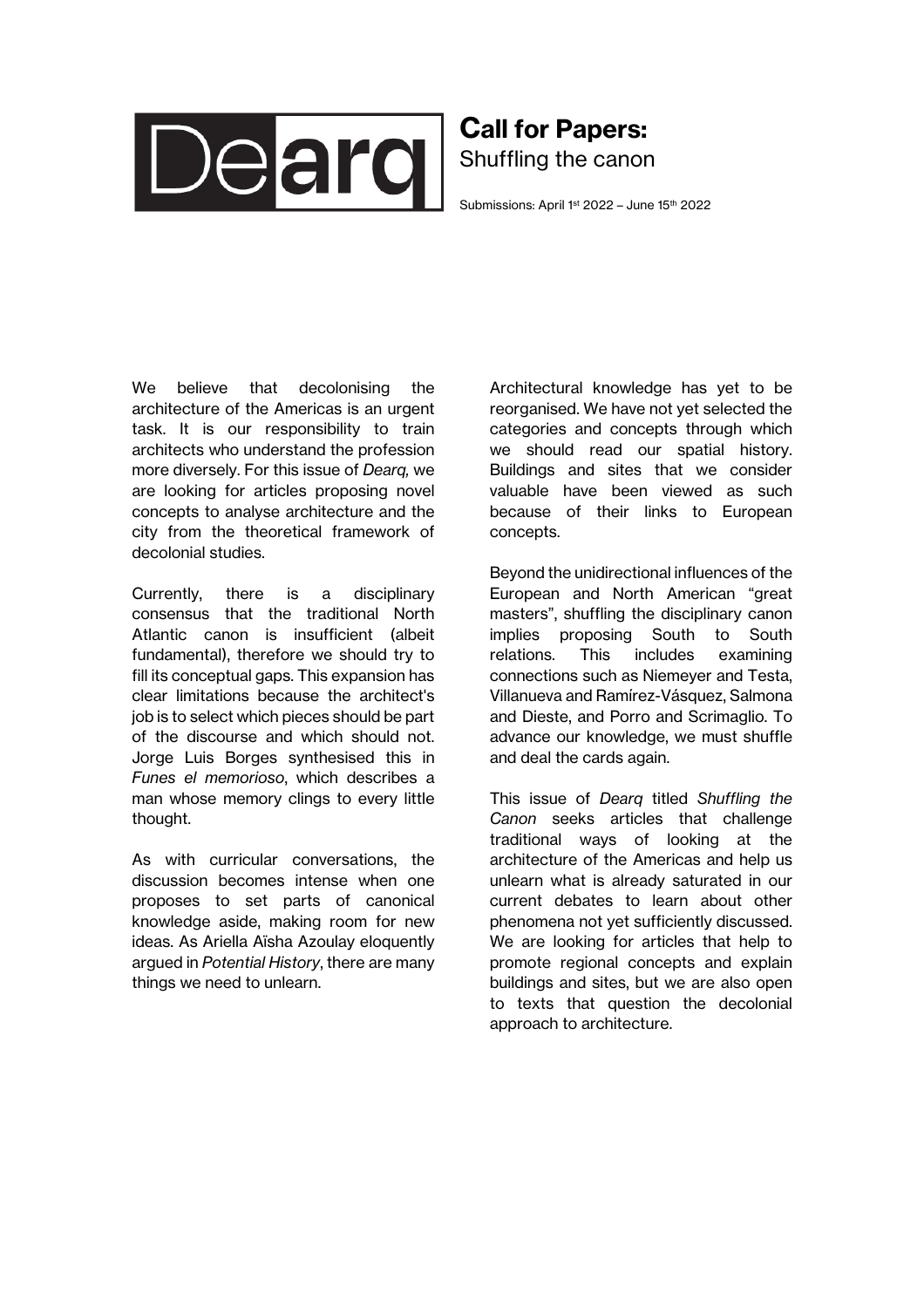Dearq

# Call for Papers:

## Shuffling the canon

Submissions: April 1st 2022 – June 15th 2022

We believe that decolonising the architecture of the Americas is an urgent task. It is our responsibility to train architects who understand the profession more diversely. For this issue of *Dearq,* we are looking for articles proposing novel concepts to analyse architecture and the city from the theoretical framework of decolonial studies.

Currently, there is a disciplinary consensus that the traditional North Atlantic canon is insufficient (albeit fundamental), therefore we should try to fill its conceptual gaps. This expansion has clear limitations because the architect's job is to select which pieces should be part of the discourse and which should not. Jorge Luis Borges synthesised this in *Funes el memorioso*, which describes a man whose memory clings to every little thought.

As with curricular conversations, the discussion becomes intense when one proposes to set parts of canonical knowledge aside, making room for new ideas. As Ariella Aïsha Azoulay eloquently argued in *Potential History*, there are many things we need to unlearn.

Architectural knowledge has yet to be reorganised. We have not yet selected the categories and concepts through which we should read our spatial history. Buildings and sites that we consider valuable have been viewed as such because of their links to European concepts.

Beyond the unidirectional influences of the European and North American "great masters", shuffling the disciplinary canon implies proposing South to South relations. This includes examining connections such as Niemeyer and Testa, Villanueva and Ramírez-Vásquez, Salmona and Dieste, and Porro and Scrimaglio. To advance our knowledge, we must shuffle and deal the cards again.

This issue of *Dearq* titled *Shuffling the Canon* seeks articles that challenge traditional ways of looking at the architecture of the Americas and help us unlearn what is already saturated in our current debates to learn about other phenomena not yet sufficiently discussed. We are looking for articles that help to promote regional concepts and explain buildings and sites, but we are also open to texts that question the decolonial approach to architecture.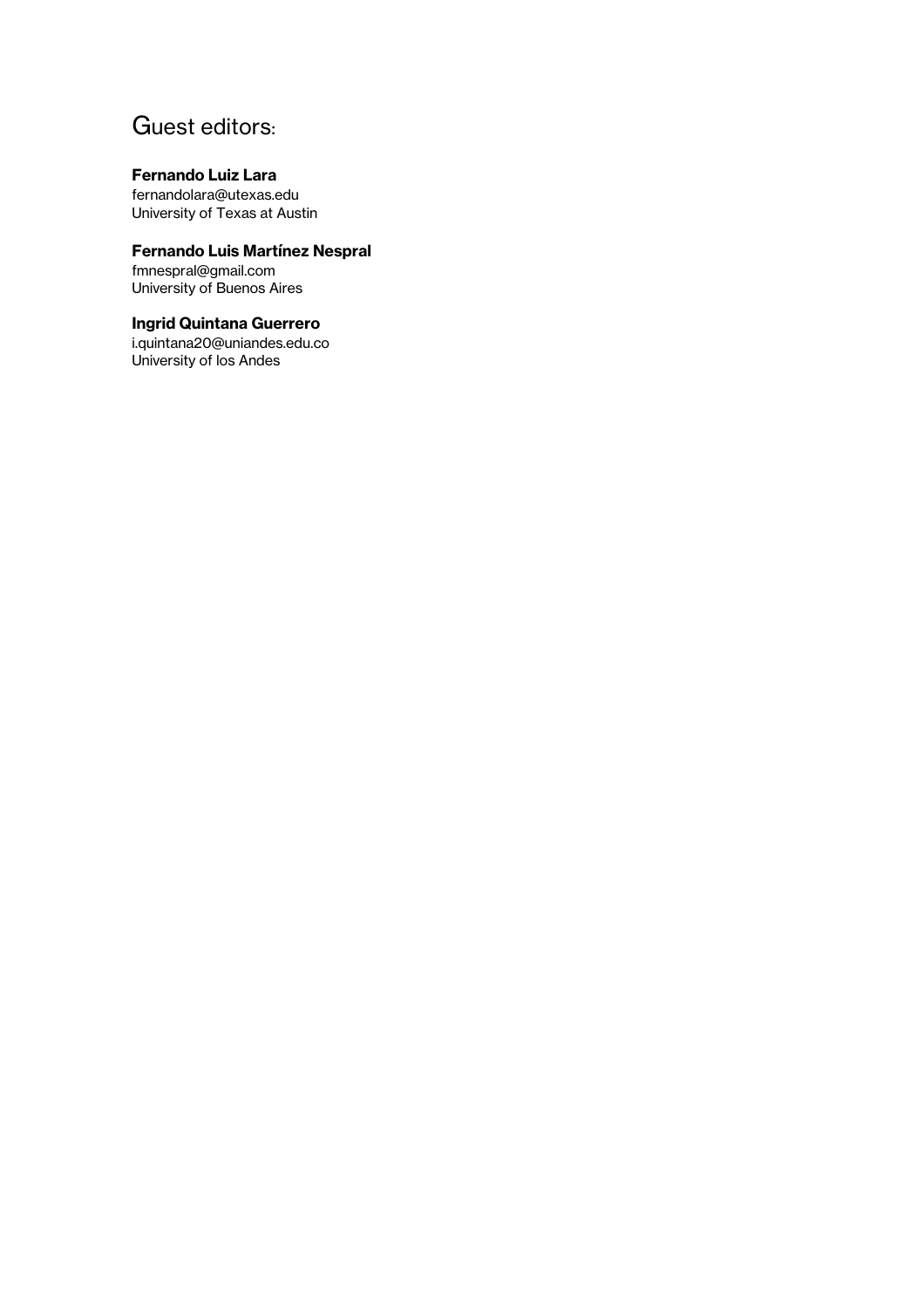# Guest editors:

**Fernando Luiz Lara**
fernandolara@utexas.edu
University of Texas at Austin

**Fernando Luis Martínez Nespral**
fmnespral@gmail.com
University of Buenos Aires

**Ingrid Quintana Guerrero**
i.quintana20@uniandes.edu.co
University of los Andes